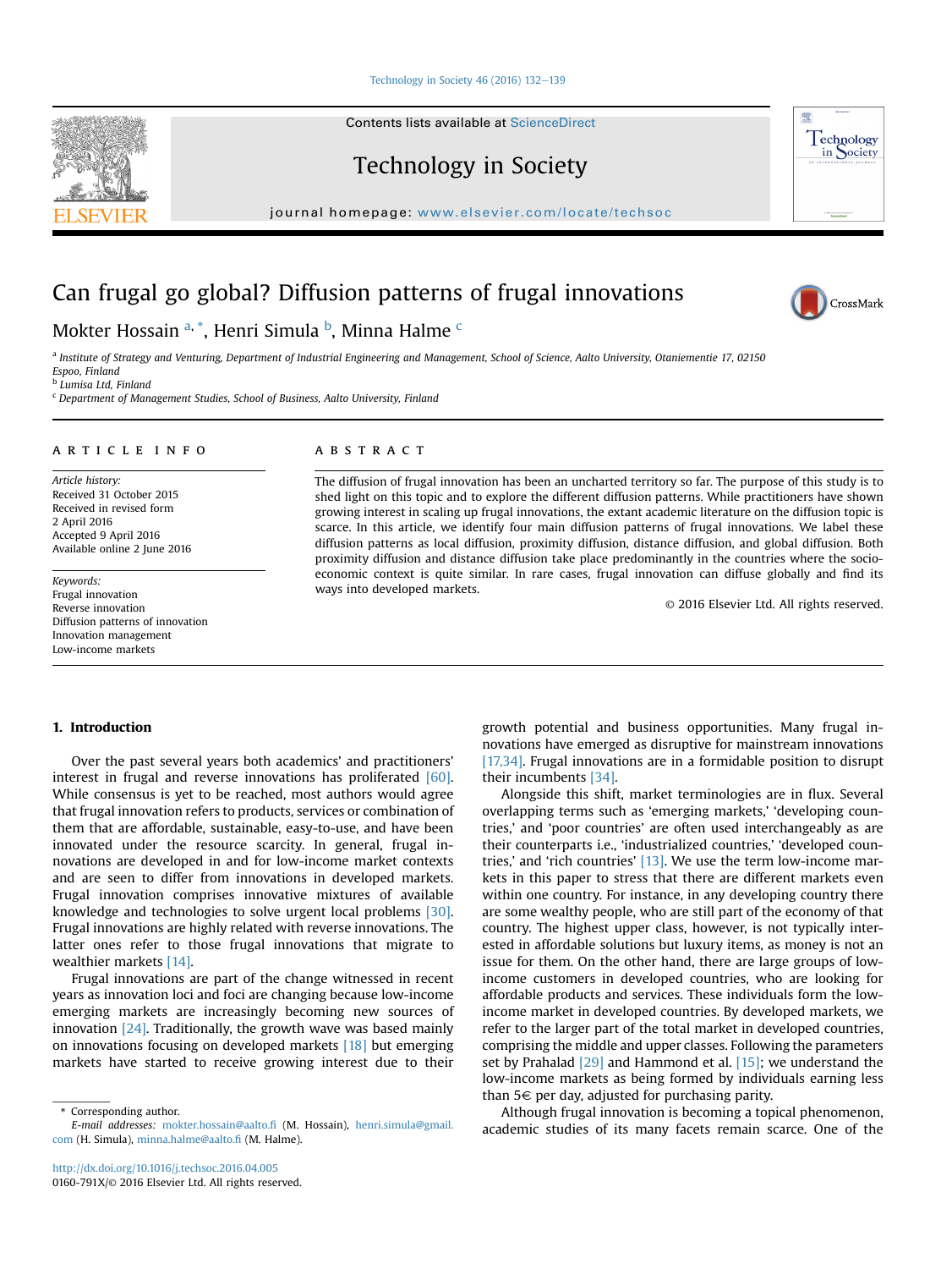# Can frugal go global? Diffusion patterns of frugal innovations

Mokter Hossain [a,*], Henri Simula [b], Minna Halme [c]

[a] Institute of Strategy and Venturing, Department of Industrial Engineering and Management, School of Science, Aalto University, Otaniementie 17, 02150 Espoo, Finland
[b] Lumisa Ltd, Finland
[c] Department of Management Studies, School of Business, Aalto University, Finland

## ARTICLE INFO

*Article history:*
Received 31 October 2015
Received in revised form
2 April 2016
Accepted 9 April 2016
Available online 2 June 2016

*Keywords:*
Frugal innovation
Reverse innovation
Diffusion patterns of innovation
Innovation management
Low-income markets

## ABSTRACT

The diffusion of frugal innovation has been an uncharted territory so far. The purpose of this study is to shed light on this topic and to explore the different diffusion patterns. While practitioners have shown growing interest in scaling up frugal innovations, the extant academic literature on the diffusion topic is scarce. In this article, we identify four main diffusion patterns of frugal innovations. We label these diffusion patterns as local diffusion, proximity diffusion, distance diffusion, and global diffusion. Both proximity diffusion and distance diffusion take place predominantly in the countries where the socio-economic context is quite similar. In rare cases, frugal innovation can diffuse globally and find its ways into developed markets.

© 2016 Elsevier Ltd. All rights reserved.

## 1. Introduction

Over the past several years both academics' and practitioners' interest in frugal and reverse innovations has proliferated [60]. While consensus is yet to be reached, most authors would agree that frugal innovation refers to products, services or combination of them that are affordable, sustainable, easy-to-use, and have been innovated under the resource scarcity. In general, frugal innovations are developed in and for low-income market contexts and are seen to differ from innovations in developed markets. Frugal innovation comprises innovative mixtures of available knowledge and technologies to solve urgent local problems [30]. Frugal innovations are highly related with reverse innovations. The latter ones refer to those frugal innovations that migrate to wealthier markets [14].

Frugal innovations are part of the change witnessed in recent years as innovation loci and foci are changing because low-income emerging markets are increasingly becoming new sources of innovation [24]. Traditionally, the growth wave was based mainly on innovations focusing on developed markets [18] but emerging markets have started to receive growing interest due to their growth potential and business opportunities. Many frugal innovations have emerged as disruptive for mainstream innovations [17,34]. Frugal innovations are in a formidable position to disrupt their incumbents [34].

Alongside this shift, market terminologies are in flux. Several overlapping terms such as 'emerging markets,' 'developing countries,' and 'poor countries' are often used interchangeably as are their counterparts i.e., 'industrialized countries,' 'developed countries,' and 'rich countries' [13]. We use the term low-income markets in this paper to stress that there are different markets even within one country. For instance, in any developing country there are some wealthy people, who are still part of the economy of that country. The highest upper class, however, is not typically interested in affordable solutions but luxury items, as money is not an issue for them. On the other hand, there are large groups of low-income customers in developed countries, who are looking for affordable products and services. These individuals form the low-income market in developed countries. By developed markets, we refer to the larger part of the total market in developed countries, comprising the middle and upper classes. Following the parameters set by Prahalad [29] and Hammond et al. [15]; we understand the low-income markets as being formed by individuals earning less than 5€ per day, adjusted for purchasing parity.

Although frugal innovation is becoming a topical phenomenon, academic studies of its many facets remain scarce. One of the

\* Corresponding author.
*E-mail addresses:* mokter.hossain@aalto.fi (M. Hossain), henri.simula@gmail.com (H. Simula), minna.halme@aalto.fi (M. Halme).

http://dx.doi.org/10.1016/j.techsoc.2016.04.005
0160-791X/© 2016 Elsevier Ltd. All rights reserved.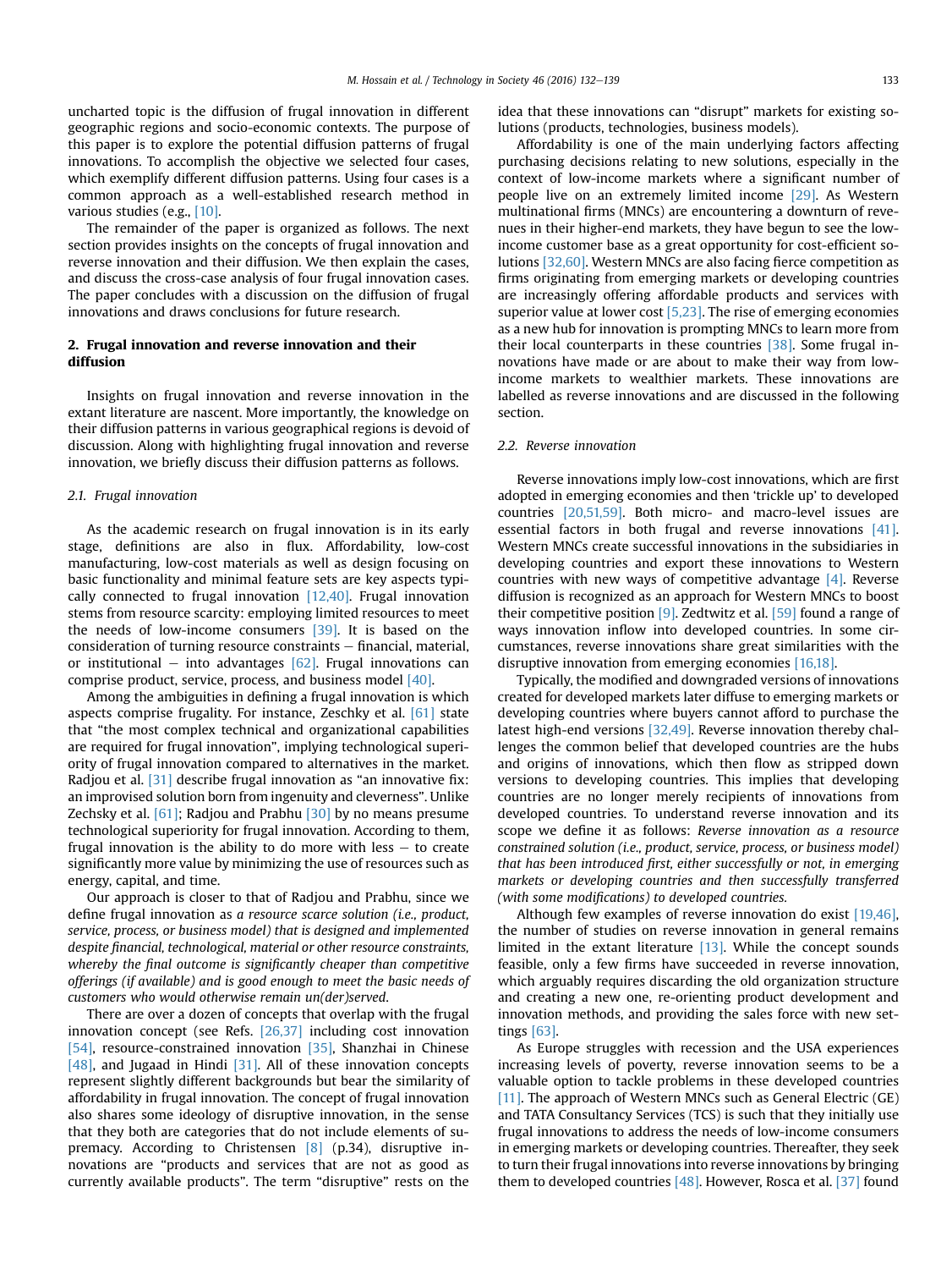uncharted topic is the diffusion of frugal innovation in different geographic regions and socio-economic contexts. The purpose of this paper is to explore the potential diffusion patterns of frugal innovations. To accomplish the objective we selected four cases, which exemplify different diffusion patterns. Using four cases is a common approach as a well-established research method in various studies (e.g., [10].

The remainder of the paper is organized as follows. The next section provides insights on the concepts of frugal innovation and reverse innovation and their diffusion. We then explain the cases, and discuss the cross-case analysis of four frugal innovation cases. The paper concludes with a discussion on the diffusion of frugal innovations and draws conclusions for future research.

## 2. Frugal innovation and reverse innovation and their diffusion

Insights on frugal innovation and reverse innovation in the extant literature are nascent. More importantly, the knowledge on their diffusion patterns in various geographical regions is devoid of discussion. Along with highlighting frugal innovation and reverse innovation, we briefly discuss their diffusion patterns as follows.

### 2.1. Frugal innovation

As the academic research on frugal innovation is in its early stage, definitions are also in flux. Affordability, low-cost manufacturing, low-cost materials as well as design focusing on basic functionality and minimal feature sets are key aspects typically connected to frugal innovation [12,40]. Frugal innovation stems from resource scarcity: employing limited resources to meet the needs of low-income consumers [39]. It is based on the consideration of turning resource constraints – financial, material, or institutional – into advantages [62]. Frugal innovations can comprise product, service, process, and business model [40].

Among the ambiguities in defining a frugal innovation is which aspects comprise frugality. For instance, Zeschky et al. [61] state that "the most complex technical and organizational capabilities are required for frugal innovation", implying technological superiority of frugal innovation compared to alternatives in the market. Radjou et al. [31] describe frugal innovation as "an innovative fix: an improvised solution born from ingenuity and cleverness". Unlike Zechsky et al. [61]; Radjou and Prabhu [30] by no means presume technological superiority for frugal innovation. According to them, frugal innovation is the ability to do more with less – to create significantly more value by minimizing the use of resources such as energy, capital, and time.

Our approach is closer to that of Radjou and Prabhu, since we define frugal innovation as *a resource scarce solution (i.e., product, service, process, or business model) that is designed and implemented despite financial, technological, material or other resource constraints, whereby the final outcome is significantly cheaper than competitive offerings (if available) and is good enough to meet the basic needs of customers who would otherwise remain un(der)served*.

There are over a dozen of concepts that overlap with the frugal innovation concept (see Refs. [26,37] including cost innovation [54], resource-constrained innovation [35], Shanzhai in Chinese [48], and Jugaad in Hindi [31]. All of these innovation concepts represent slightly different backgrounds but bear the similarity of affordability in frugal innovation. The concept of frugal innovation also shares some ideology of disruptive innovation, in the sense that they both are categories that do not include elements of supremacy. According to Christensen [8] (p.34), disruptive innovations are "products and services that are not as good as currently available products". The term "disruptive" rests on the idea that these innovations can "disrupt" markets for existing solutions (products, technologies, business models).

Affordability is one of the main underlying factors affecting purchasing decisions relating to new solutions, especially in the context of low-income markets where a significant number of people live on an extremely limited income [29]. As Western multinational firms (MNCs) are encountering a downturn of revenues in their higher-end markets, they have begun to see the low-income customer base as a great opportunity for cost-efficient solutions [32,60]. Western MNCs are also facing fierce competition as firms originating from emerging markets or developing countries are increasingly offering affordable products and services with superior value at lower cost [5,23]. The rise of emerging economies as a new hub for innovation is prompting MNCs to learn more from their local counterparts in these countries [38]. Some frugal innovations have made or are about to make their way from low-income markets to wealthier markets. These innovations are labelled as reverse innovations and are discussed in the following section.

### 2.2. Reverse innovation

Reverse innovations imply low-cost innovations, which are first adopted in emerging economies and then 'trickle up' to developed countries [20,51,59]. Both micro- and macro-level issues are essential factors in both frugal and reverse innovations [41]. Western MNCs create successful innovations in the subsidiaries in developing countries and export these innovations to Western countries with new ways of competitive advantage [4]. Reverse diffusion is recognized as an approach for Western MNCs to boost their competitive position [9]. Zedtwitz et al. [59] found a range of ways innovation inflow into developed countries. In some circumstances, reverse innovations share great similarities with the disruptive innovation from emerging economies [16,18].

Typically, the modified and downgraded versions of innovations created for developed markets later diffuse to emerging markets or developing countries where buyers cannot afford to purchase the latest high-end versions [32,49]. Reverse innovation thereby challenges the common belief that developed countries are the hubs and origins of innovations, which then flow as stripped down versions to developing countries. This implies that developing countries are no longer merely recipients of innovations from developed countries. To understand reverse innovation and its scope we define it as follows: *Reverse innovation as a resource constrained solution (i.e., product, service, process, or business model) that has been introduced first, either successfully or not, in emerging markets or developing countries and then successfully transferred (with some modifications) to developed countries.*

Although few examples of reverse innovation do exist [19,46], the number of studies on reverse innovation in general remains limited in the extant literature [13]. While the concept sounds feasible, only a few firms have succeeded in reverse innovation, which arguably requires discarding the old organization structure and creating a new one, re-orienting product development and innovation methods, and providing the sales force with new settings [63].

As Europe struggles with recession and the USA experiences increasing levels of poverty, reverse innovation seems to be a valuable option to tackle problems in these developed countries [11]. The approach of Western MNCs such as General Electric (GE) and TATA Consultancy Services (TCS) is such that they initially use frugal innovations to address the needs of low-income consumers in emerging markets or developing countries. Thereafter, they seek to turn their frugal innovations into reverse innovations by bringing them to developed countries [48]. However, Rosca et al. [37] found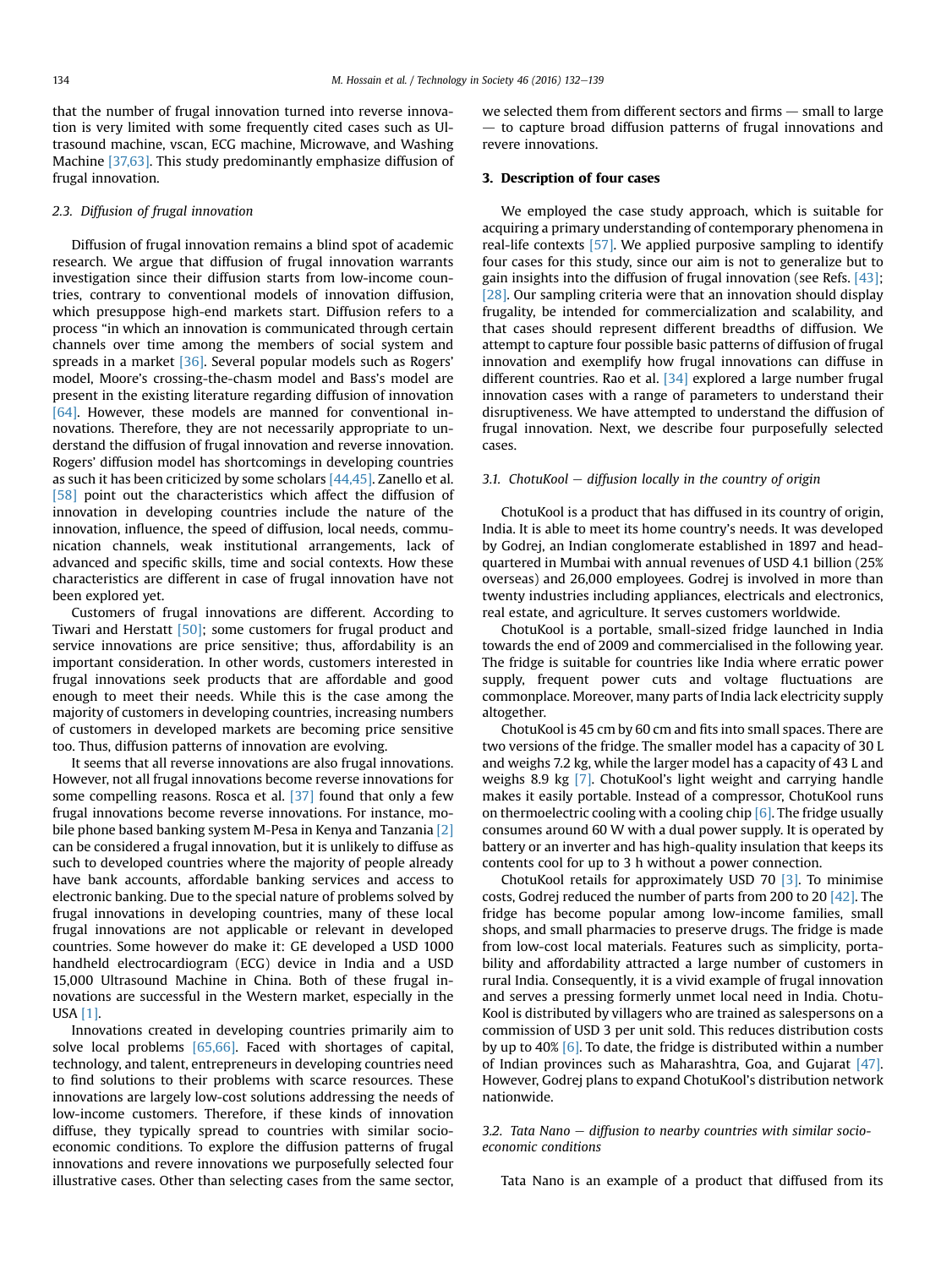that the number of frugal innovation turned into reverse innovation is very limited with some frequently cited cases such as Ultrasound machine, vscan, ECG machine, Microwave, and Washing Machine [37,63]. This study predominantly emphasize diffusion of frugal innovation.

### 2.3. Diffusion of frugal innovation

Diffusion of frugal innovation remains a blind spot of academic research. We argue that diffusion of frugal innovation warrants investigation since their diffusion starts from low-income countries, contrary to conventional models of innovation diffusion, which presuppose high-end markets start. Diffusion refers to a process "in which an innovation is communicated through certain channels over time among the members of social system and spreads in a market [36]. Several popular models such as Rogers' model, Moore's crossing-the-chasm model and Bass's model are present in the existing literature regarding diffusion of innovation [64]. However, these models are manned for conventional innovations. Therefore, they are not necessarily appropriate to understand the diffusion of frugal innovation and reverse innovation. Rogers' diffusion model has shortcomings in developing countries as such it has been criticized by some scholars [44,45]. Zanello et al. [58] point out the characteristics which affect the diffusion of innovation in developing countries include the nature of the innovation, influence, the speed of diffusion, local needs, communication channels, weak institutional arrangements, lack of advanced and specific skills, time and social contexts. How these characteristics are different in case of frugal innovation have not been explored yet.

Customers of frugal innovations are different. According to Tiwari and Herstatt [50]; some customers for frugal product and service innovations are price sensitive; thus, affordability is an important consideration. In other words, customers interested in frugal innovations seek products that are affordable and good enough to meet their needs. While this is the case among the majority of customers in developing countries, increasing numbers of customers in developed markets are becoming price sensitive too. Thus, diffusion patterns of innovation are evolving.

It seems that all reverse innovations are also frugal innovations. However, not all frugal innovations become reverse innovations for some compelling reasons. Rosca et al. [37] found that only a few frugal innovations become reverse innovations. For instance, mobile phone based banking system M-Pesa in Kenya and Tanzania [2] can be considered a frugal innovation, but it is unlikely to diffuse as such to developed countries where the majority of people already have bank accounts, affordable banking services and access to electronic banking. Due to the special nature of problems solved by frugal innovations in developing countries, many of these local frugal innovations are not applicable or relevant in developed countries. Some however do make it: GE developed a USD 1000 handheld electrocardiogram (ECG) device in India and a USD 15,000 Ultrasound Machine in China. Both of these frugal innovations are successful in the Western market, especially in the USA [1].

Innovations created in developing countries primarily aim to solve local problems [65,66]. Faced with shortages of capital, technology, and talent, entrepreneurs in developing countries need to find solutions to their problems with scarce resources. These innovations are largely low-cost solutions addressing the needs of low-income customers. Therefore, if these kinds of innovation diffuse, they typically spread to countries with similar socio-economic conditions. To explore the diffusion patterns of frugal innovations and revere innovations we purposefully selected four illustrative cases. Other than selecting cases from the same sector, we selected them from different sectors and firms — small to large — to capture broad diffusion patterns of frugal innovations and revere innovations.

## 3. Description of four cases

We employed the case study approach, which is suitable for acquiring a primary understanding of contemporary phenomena in real-life contexts [57]. We applied purposive sampling to identify four cases for this study, since our aim is not to generalize but to gain insights into the diffusion of frugal innovation (see Refs. [43]; [28]. Our sampling criteria were that an innovation should display frugality, be intended for commercialization and scalability, and that cases should represent different breadths of diffusion. We attempt to capture four possible basic patterns of diffusion of frugal innovation and exemplify how frugal innovations can diffuse in different countries. Rao et al. [34] explored a large number frugal innovation cases with a range of parameters to understand their disruptiveness. We have attempted to understand the diffusion of frugal innovation. Next, we describe four purposefully selected cases.

### 3.1. ChotuKool — diffusion locally in the country of origin

ChotuKool is a product that has diffused in its country of origin, India. It is able to meet its home country's needs. It was developed by Godrej, an Indian conglomerate established in 1897 and headquartered in Mumbai with annual revenues of USD 4.1 billion (25% overseas) and 26,000 employees. Godrej is involved in more than twenty industries including appliances, electricals and electronics, real estate, and agriculture. It serves customers worldwide.

ChotuKool is a portable, small-sized fridge launched in India towards the end of 2009 and commercialised in the following year. The fridge is suitable for countries like India where erratic power supply, frequent power cuts and voltage fluctuations are commonplace. Moreover, many parts of India lack electricity supply altogether.

ChotuKool is 45 cm by 60 cm and fits into small spaces. There are two versions of the fridge. The smaller model has a capacity of 30 L and weighs 7.2 kg, while the larger model has a capacity of 43 L and weighs 8.9 kg [7]. ChotuKool's light weight and carrying handle makes it easily portable. Instead of a compressor, ChotuKool runs on thermoelectric cooling with a cooling chip [6]. The fridge usually consumes around 60 W with a dual power supply. It is operated by battery or an inverter and has high-quality insulation that keeps its contents cool for up to 3 h without a power connection.

ChotuKool retails for approximately USD 70 [3]. To minimise costs, Godrej reduced the number of parts from 200 to 20 [42]. The fridge has become popular among low-income families, small shops, and small pharmacies to preserve drugs. The fridge is made from low-cost local materials. Features such as simplicity, portability and affordability attracted a large number of customers in rural India. Consequently, it is a vivid example of frugal innovation and serves a pressing formerly unmet local need in India. ChotuKool is distributed by villagers who are trained as salespersons on a commission of USD 3 per unit sold. This reduces distribution costs by up to 40% [6]. To date, the fridge is distributed within a number of Indian provinces such as Maharashtra, Goa, and Gujarat [47]. However, Godrej plans to expand ChotuKool's distribution network nationwide.

### 3.2. Tata Nano — diffusion to nearby countries with similar socio-economic conditions

Tata Nano is an example of a product that diffused from its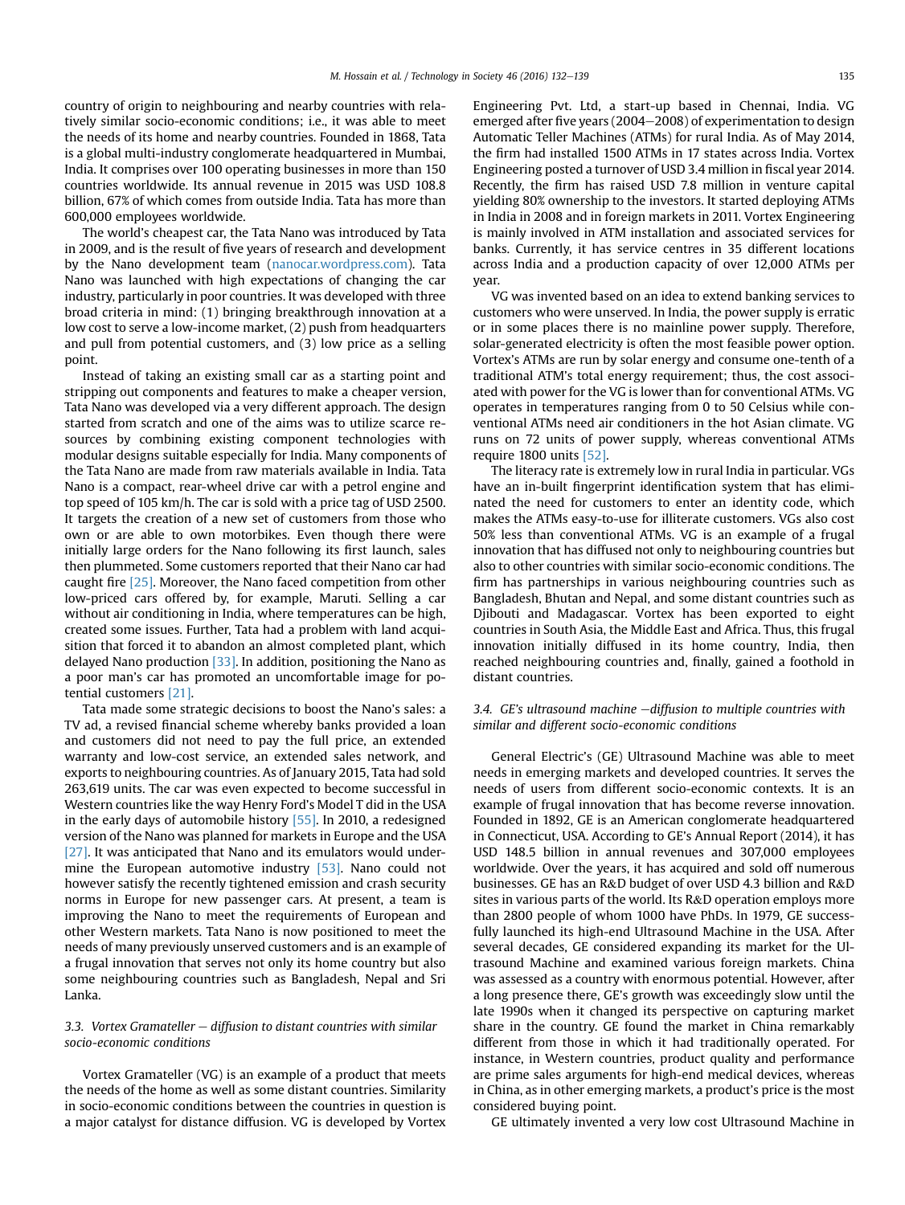country of origin to neighbouring and nearby countries with relatively similar socio-economic conditions; i.e., it was able to meet the needs of its home and nearby countries. Founded in 1868, Tata is a global multi-industry conglomerate headquartered in Mumbai, India. It comprises over 100 operating businesses in more than 150 countries worldwide. Its annual revenue in 2015 was USD 108.8 billion, 67% of which comes from outside India. Tata has more than 600,000 employees worldwide.

The world's cheapest car, the Tata Nano was introduced by Tata in 2009, and is the result of five years of research and development by the Nano development team (nanocar.wordpress.com). Tata Nano was launched with high expectations of changing the car industry, particularly in poor countries. It was developed with three broad criteria in mind: (1) bringing breakthrough innovation at a low cost to serve a low-income market, (2) push from headquarters and pull from potential customers, and (3) low price as a selling point.

Instead of taking an existing small car as a starting point and stripping out components and features to make a cheaper version, Tata Nano was developed via a very different approach. The design started from scratch and one of the aims was to utilize scarce resources by combining existing component technologies with modular designs suitable especially for India. Many components of the Tata Nano are made from raw materials available in India. Tata Nano is a compact, rear-wheel drive car with a petrol engine and top speed of 105 km/h. The car is sold with a price tag of USD 2500. It targets the creation of a new set of customers from those who own or are able to own motorbikes. Even though there were initially large orders for the Nano following its first launch, sales then plummeted. Some customers reported that their Nano car had caught fire [25]. Moreover, the Nano faced competition from other low-priced cars offered by, for example, Maruti. Selling a car without air conditioning in India, where temperatures can be high, created some issues. Further, Tata had a problem with land acquisition that forced it to abandon an almost completed plant, which delayed Nano production [33]. In addition, positioning the Nano as a poor man's car has promoted an uncomfortable image for potential customers [21].

Tata made some strategic decisions to boost the Nano's sales: a TV ad, a revised financial scheme whereby banks provided a loan and customers did not need to pay the full price, an extended warranty and low-cost service, an extended sales network, and exports to neighbouring countries. As of January 2015, Tata had sold 263,619 units. The car was even expected to become successful in Western countries like the way Henry Ford's Model T did in the USA in the early days of automobile history [55]. In 2010, a redesigned version of the Nano was planned for markets in Europe and the USA [27]. It was anticipated that Nano and its emulators would undermine the European automotive industry [53]. Nano could not however satisfy the recently tightened emission and crash security norms in Europe for new passenger cars. At present, a team is improving the Nano to meet the requirements of European and other Western markets. Tata Nano is now positioned to meet the needs of many previously unserved customers and is an example of a frugal innovation that serves not only its home country but also some neighbouring countries such as Bangladesh, Nepal and Sri Lanka.

### 3.3. Vortex Gramateller – diffusion to distant countries with similar socio-economic conditions

Vortex Gramateller (VG) is an example of a product that meets the needs of the home as well as some distant countries. Similarity in socio-economic conditions between the countries in question is a major catalyst for distance diffusion. VG is developed by Vortex Engineering Pvt. Ltd, a start-up based in Chennai, India. VG emerged after five years (2004–2008) of experimentation to design Automatic Teller Machines (ATMs) for rural India. As of May 2014, the firm had installed 1500 ATMs in 17 states across India. Vortex Engineering posted a turnover of USD 3.4 million in fiscal year 2014. Recently, the firm has raised USD 7.8 million in venture capital yielding 80% ownership to the investors. It started deploying ATMs in India in 2008 and in foreign markets in 2011. Vortex Engineering is mainly involved in ATM installation and associated services for banks. Currently, it has service centres in 35 different locations across India and a production capacity of over 12,000 ATMs per year.

VG was invented based on an idea to extend banking services to customers who were unserved. In India, the power supply is erratic or in some places there is no mainline power supply. Therefore, solar-generated electricity is often the most feasible power option. Vortex's ATMs are run by solar energy and consume one-tenth of a traditional ATM's total energy requirement; thus, the cost associated with power for the VG is lower than for conventional ATMs. VG operates in temperatures ranging from 0 to 50 Celsius while conventional ATMs need air conditioners in the hot Asian climate. VG runs on 72 units of power supply, whereas conventional ATMs require 1800 units [52].

The literacy rate is extremely low in rural India in particular. VGs have an in-built fingerprint identification system that has eliminated the need for customers to enter an identity code, which makes the ATMs easy-to-use for illiterate customers. VGs also cost 50% less than conventional ATMs. VG is an example of a frugal innovation that has diffused not only to neighbouring countries but also to other countries with similar socio-economic conditions. The firm has partnerships in various neighbouring countries such as Bangladesh, Bhutan and Nepal, and some distant countries such as Djibouti and Madagascar. Vortex has been exported to eight countries in South Asia, the Middle East and Africa. Thus, this frugal innovation initially diffused in its home country, India, then reached neighbouring countries and, finally, gained a foothold in distant countries.

### 3.4. GE's ultrasound machine –diffusion to multiple countries with similar and different socio-economic conditions

General Electric's (GE) Ultrasound Machine was able to meet needs in emerging markets and developed countries. It serves the needs of users from different socio-economic contexts. It is an example of frugal innovation that has become reverse innovation. Founded in 1892, GE is an American conglomerate headquartered in Connecticut, USA. According to GE's Annual Report (2014), it has USD 148.5 billion in annual revenues and 307,000 employees worldwide. Over the years, it has acquired and sold off numerous businesses. GE has an R&D budget of over USD 4.3 billion and R&D sites in various parts of the world. Its R&D operation employs more than 2800 people of whom 1000 have PhDs. In 1979, GE successfully launched its high-end Ultrasound Machine in the USA. After several decades, GE considered expanding its market for the Ultrasound Machine and examined various foreign markets. China was assessed as a country with enormous potential. However, after a long presence there, GE's growth was exceedingly slow until the late 1990s when it changed its perspective on capturing market share in the country. GE found the market in China remarkably different from those in which it had traditionally operated. For instance, in Western countries, product quality and performance are prime sales arguments for high-end medical devices, whereas in China, as in other emerging markets, a product's price is the most considered buying point.

GE ultimately invented a very low cost Ultrasound Machine in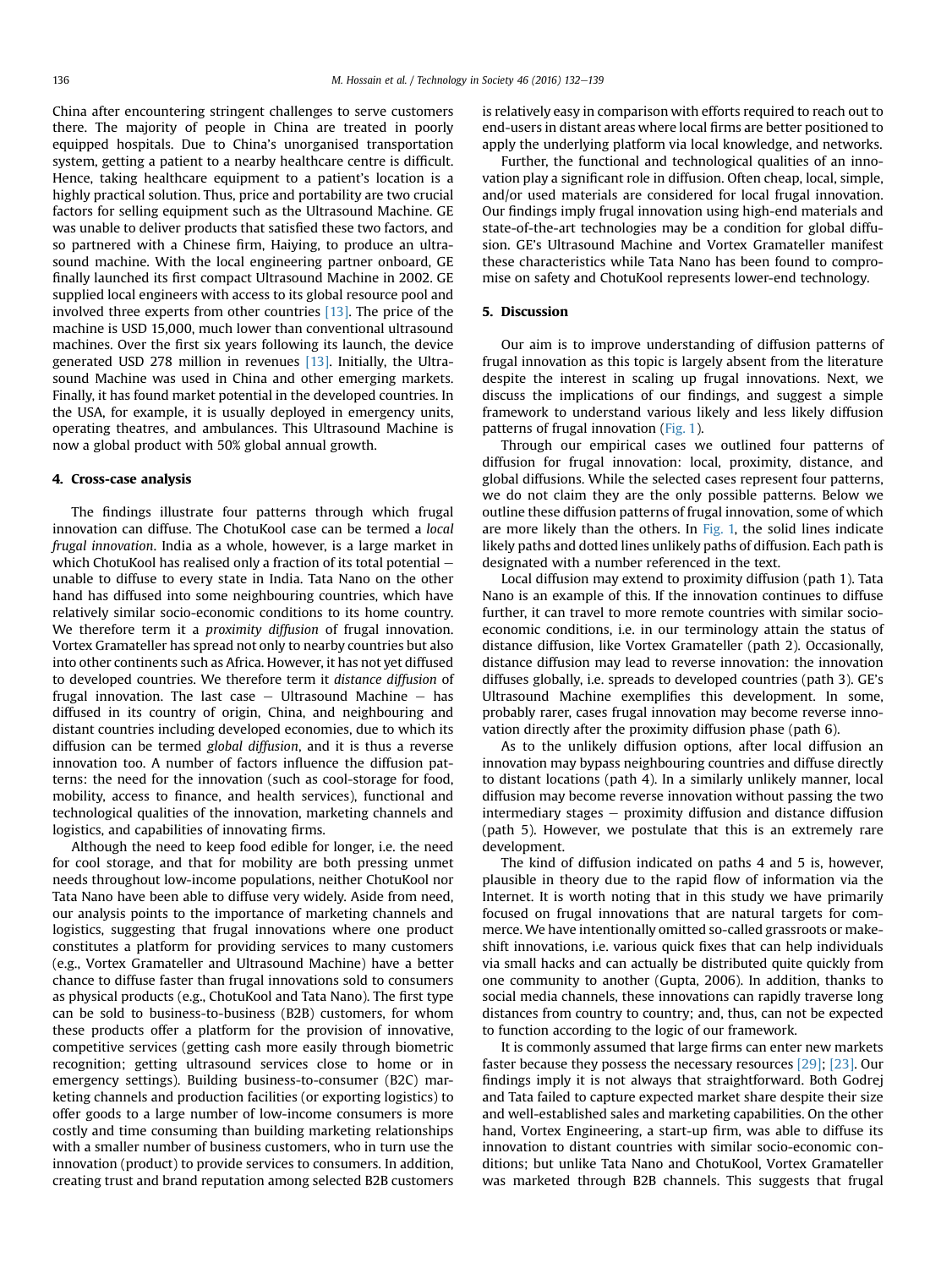China after encountering stringent challenges to serve customers there. The majority of people in China are treated in poorly equipped hospitals. Due to China's unorganised transportation system, getting a patient to a nearby healthcare centre is difficult. Hence, taking healthcare equipment to a patient's location is a highly practical solution. Thus, price and portability are two crucial factors for selling equipment such as the Ultrasound Machine. GE was unable to deliver products that satisfied these two factors, and so partnered with a Chinese firm, Haiying, to produce an ultrasound machine. With the local engineering partner onboard, GE finally launched its first compact Ultrasound Machine in 2002. GE supplied local engineers with access to its global resource pool and involved three experts from other countries [13]. The price of the machine is USD 15,000, much lower than conventional ultrasound machines. Over the first six years following its launch, the device generated USD 278 million in revenues [13]. Initially, the Ultrasound Machine was used in China and other emerging markets. Finally, it has found market potential in the developed countries. In the USA, for example, it is usually deployed in emergency units, operating theatres, and ambulances. This Ultrasound Machine is now a global product with 50% global annual growth.

## 4. Cross-case analysis

The findings illustrate four patterns through which frugal innovation can diffuse. The ChotuKool case can be termed a *local frugal innovation*. India as a whole, however, is a large market in which ChotuKool has realised only a fraction of its total potential – unable to diffuse to every state in India. Tata Nano on the other hand has diffused into some neighbouring countries, which have relatively similar socio-economic conditions to its home country. We therefore term it a *proximity diffusion* of frugal innovation. Vortex Gramateller has spread not only to nearby countries but also into other continents such as Africa. However, it has not yet diffused to developed countries. We therefore term it *distance diffusion* of frugal innovation. The last case – Ultrasound Machine – has diffused in its country of origin, China, and neighbouring and distant countries including developed economies, due to which its diffusion can be termed *global diffusion*, and it is thus a reverse innovation too. A number of factors influence the diffusion patterns: the need for the innovation (such as cool-storage for food, mobility, access to finance, and health services), functional and technological qualities of the innovation, marketing channels and logistics, and capabilities of innovating firms.

Although the need to keep food edible for longer, i.e. the need for cool storage, and that for mobility are both pressing unmet needs throughout low-income populations, neither ChotuKool nor Tata Nano have been able to diffuse very widely. Aside from need, our analysis points to the importance of marketing channels and logistics, suggesting that frugal innovations where one product constitutes a platform for providing services to many customers (e.g., Vortex Gramateller and Ultrasound Machine) have a better chance to diffuse faster than frugal innovations sold to consumers as physical products (e.g., ChotuKool and Tata Nano). The first type can be sold to business-to-business (B2B) customers, for whom these products offer a platform for the provision of innovative, competitive services (getting cash more easily through biometric recognition; getting ultrasound services close to home or in emergency settings). Building business-to-consumer (B2C) marketing channels and production facilities (or exporting logistics) to offer goods to a large number of low-income consumers is more costly and time consuming than building marketing relationships with a smaller number of business customers, who in turn use the innovation (product) to provide services to consumers. In addition, creating trust and brand reputation among selected B2B customers is relatively easy in comparison with efforts required to reach out to end-users in distant areas where local firms are better positioned to apply the underlying platform via local knowledge, and networks.

Further, the functional and technological qualities of an innovation play a significant role in diffusion. Often cheap, local, simple, and/or used materials are considered for local frugal innovation. Our findings imply frugal innovation using high-end materials and state-of-the-art technologies may be a condition for global diffusion. GE's Ultrasound Machine and Vortex Gramateller manifest these characteristics while Tata Nano has been found to compromise on safety and ChotuKool represents lower-end technology.

## 5. Discussion

Our aim is to improve understanding of diffusion patterns of frugal innovation as this topic is largely absent from the literature despite the interest in scaling up frugal innovations. Next, we discuss the implications of our findings, and suggest a simple framework to understand various likely and less likely diffusion patterns of frugal innovation (Fig. 1).

Through our empirical cases we outlined four patterns of diffusion for frugal innovation: local, proximity, distance, and global diffusions. While the selected cases represent four patterns, we do not claim they are the only possible patterns. Below we outline these diffusion patterns of frugal innovation, some of which are more likely than the others. In Fig. 1, the solid lines indicate likely paths and dotted lines unlikely paths of diffusion. Each path is designated with a number referenced in the text.

Local diffusion may extend to proximity diffusion (path 1). Tata Nano is an example of this. If the innovation continues to diffuse further, it can travel to more remote countries with similar socio-economic conditions, i.e. in our terminology attain the status of distance diffusion, like Vortex Gramateller (path 2). Occasionally, distance diffusion may lead to reverse innovation: the innovation diffuses globally, i.e. spreads to developed countries (path 3). GE's Ultrasound Machine exemplifies this development. In some, probably rarer, cases frugal innovation may become reverse innovation directly after the proximity diffusion phase (path 6).

As to the unlikely diffusion options, after local diffusion an innovation may bypass neighbouring countries and diffuse directly to distant locations (path 4). In a similarly unlikely manner, local diffusion may become reverse innovation without passing the two intermediary stages – proximity diffusion and distance diffusion (path 5). However, we postulate that this is an extremely rare development.

The kind of diffusion indicated on paths 4 and 5 is, however, plausible in theory due to the rapid flow of information via the Internet. It is worth noting that in this study we have primarily focused on frugal innovations that are natural targets for commerce. We have intentionally omitted so-called grassroots or makeshift innovations, i.e. various quick fixes that can help individuals via small hacks and can actually be distributed quite quickly from one community to another (Gupta, 2006). In addition, thanks to social media channels, these innovations can rapidly traverse long distances from country to country; and, thus, can not be expected to function according to the logic of our framework.

It is commonly assumed that large firms can enter new markets faster because they possess the necessary resources [29]; [23]. Our findings imply it is not always that straightforward. Both Godrej and Tata failed to capture expected market share despite their size and well-established sales and marketing capabilities. On the other hand, Vortex Engineering, a start-up firm, was able to diffuse its innovation to distant countries with similar socio-economic conditions; but unlike Tata Nano and ChotuKool, Vortex Gramateller was marketed through B2B channels. This suggests that frugal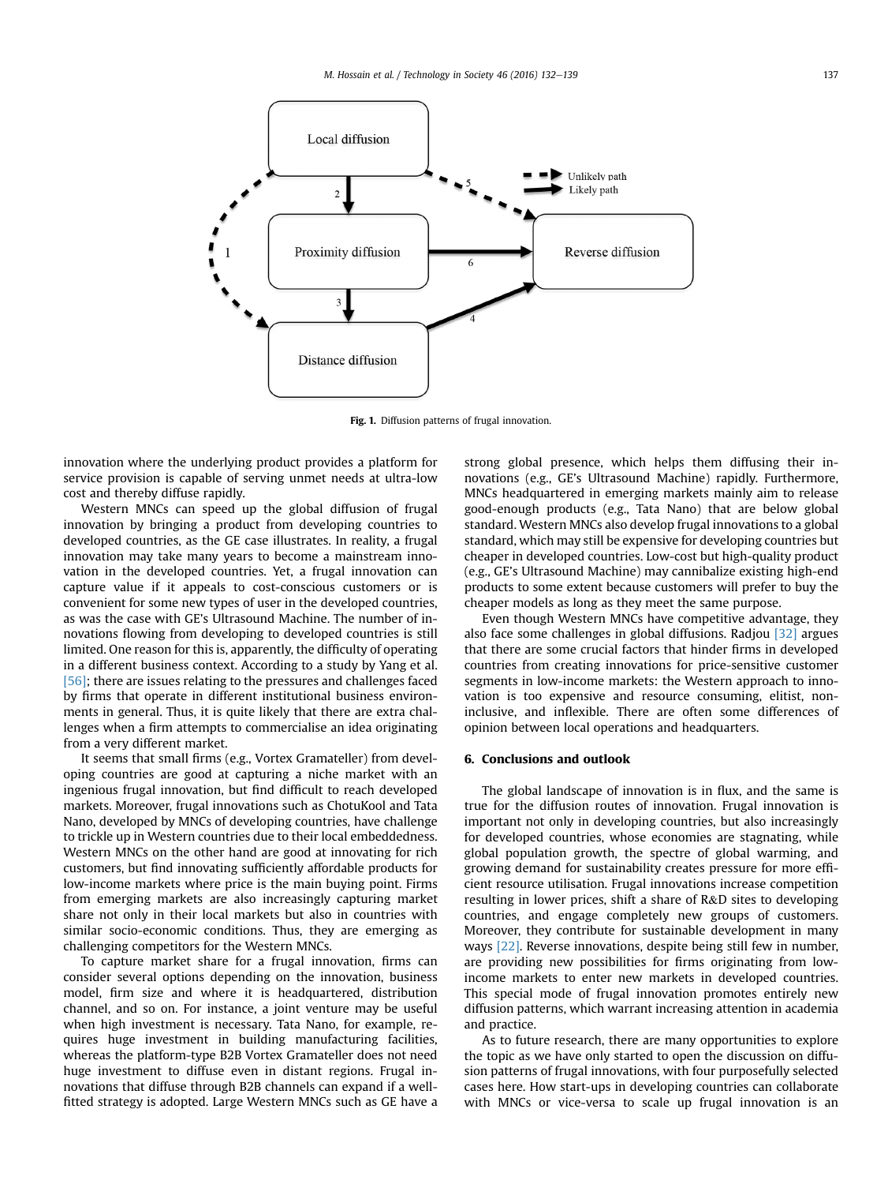Fig. 1. Diffusion patterns of frugal innovation.

innovation where the underlying product provides a platform for service provision is capable of serving unmet needs at ultra-low cost and thereby diffuse rapidly.

Western MNCs can speed up the global diffusion of frugal innovation by bringing a product from developing countries to developed countries, as the GE case illustrates. In reality, a frugal innovation may take many years to become a mainstream innovation in the developed countries. Yet, a frugal innovation can capture value if it appeals to cost-conscious customers or is convenient for some new types of user in the developed countries, as was the case with GE's Ultrasound Machine. The number of innovations flowing from developing to developed countries is still limited. One reason for this is, apparently, the difficulty of operating in a different business context. According to a study by Yang et al. [56]; there are issues relating to the pressures and challenges faced by firms that operate in different institutional business environments in general. Thus, it is quite likely that there are extra challenges when a firm attempts to commercialise an idea originating from a very different market.

It seems that small firms (e.g., Vortex Gramateller) from developing countries are good at capturing a niche market with an ingenious frugal innovation, but find difficult to reach developed markets. Moreover, frugal innovations such as ChotuKool and Tata Nano, developed by MNCs of developing countries, have challenge to trickle up in Western countries due to their local embeddedness. Western MNCs on the other hand are good at innovating for rich customers, but find innovating sufficiently affordable products for low-income markets where price is the main buying point. Firms from emerging markets are also increasingly capturing market share not only in their local markets but also in countries with similar socio-economic conditions. Thus, they are emerging as challenging competitors for the Western MNCs.

To capture market share for a frugal innovation, firms can consider several options depending on the innovation, business model, firm size and where it is headquartered, distribution channel, and so on. For instance, a joint venture may be useful when high investment is necessary. Tata Nano, for example, requires huge investment in building manufacturing facilities, whereas the platform-type B2B Vortex Gramateller does not need huge investment to diffuse even in distant regions. Frugal innovations that diffuse through B2B channels can expand if a well-fitted strategy is adopted. Large Western MNCs such as GE have a strong global presence, which helps them diffusing their innovations (e.g., GE's Ultrasound Machine) rapidly. Furthermore, MNCs headquartered in emerging markets mainly aim to release good-enough products (e.g., Tata Nano) that are below global standard. Western MNCs also develop frugal innovations to a global standard, which may still be expensive for developing countries but cheaper in developed countries. Low-cost but high-quality product (e.g., GE's Ultrasound Machine) may cannibalize existing high-end products to some extent because customers will prefer to buy the cheaper models as long as they meet the same purpose.

Even though Western MNCs have competitive advantage, they also face some challenges in global diffusions. Radjou [32] argues that there are some crucial factors that hinder firms in developed countries from creating innovations for price-sensitive customer segments in low-income markets: the Western approach to innovation is too expensive and resource consuming, elitist, non-inclusive, and inflexible. There are often some differences of opinion between local operations and headquarters.

## 6. Conclusions and outlook

The global landscape of innovation is in flux, and the same is true for the diffusion routes of innovation. Frugal innovation is important not only in developing countries, but also increasingly for developed countries, whose economies are stagnating, while global population growth, the spectre of global warming, and growing demand for sustainability creates pressure for more efficient resource utilisation. Frugal innovations increase competition resulting in lower prices, shift a share of R&D sites to developing countries, and engage completely new groups of customers. Moreover, they contribute for sustainable development in many ways [22]. Reverse innovations, despite being still few in number, are providing new possibilities for firms originating from low-income markets to enter new markets in developed countries. This special mode of frugal innovation promotes entirely new diffusion patterns, which warrant increasing attention in academia and practice.

As to future research, there are many opportunities to explore the topic as we have only started to open the discussion on diffusion patterns of frugal innovations, with four purposefully selected cases here. How start-ups in developing countries can collaborate with MNCs or vice-versa to scale up frugal innovation is an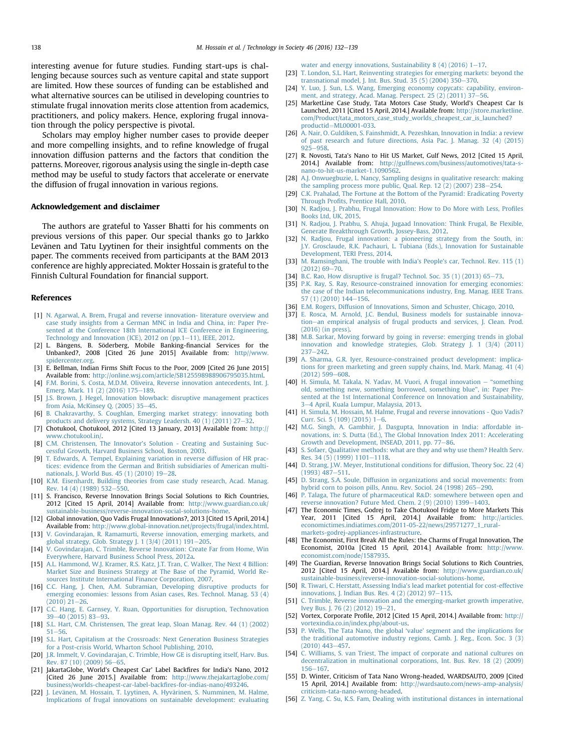interesting avenue for future studies. Funding start-ups is challenging because sources such as venture capital and state support are limited. How these sources of funding can be established and what alternative sources can be utilised in developing countries to stimulate frugal innovation merits close attention from academics, practitioners, and policy makers. Hence, exploring frugal innovation through the policy perspective is pivotal.

Scholars may employ higher number cases to provide deeper and more compelling insights, and to refine knowledge of frugal innovation diffusion patterns and the factors that condition the patterns. Moreover, rigorous analysis using the single in-depth case method may be useful to study factors that accelerate or enervate the diffusion of frugal innovation in various regions.

## Acknowledgement and disclaimer

The authors are grateful to Yasser Bhatti for his comments on previous versions of this paper. Our special thanks go to Jarkko Levänen and Tatu Lyytinen for their insightful comments on the paper. The comments received from participants at the BAM 2013 conference are highly appreciated. Mokter Hossain is grateful to the Finnish Cultural Foundation for financial support.

## References

[1] N. Agarwal, A. Brem, Frugal and reverse innovation- literature overview and case study insights from a German MNC in India and China, in: Paper Presented at the Conference 18th International ICE Conference in Engineering, Technology and Innovation (ICE), 2012 on (pp.1–11), IEEE, 2012.

[2] L. Bångens, B. Söderberg, Mobile Banking-financial Services for the Unbanked?, 2008 [Cited 26 June 2015] Available from: http//www.spidercenter.org.

[3] E. Bellman, Indian Firms Shift Focus to the Poor, 2009 [Cited 26 June 2015] Available from: http://online.wsj.com/article/SB125598988906795035.html.

[4] F.M. Borini, S. Costa, M.D.M. Oliveira, Reverse innovation antecedents, Int. J. Emerg. Mark. 11 (2) (2016) 175–189.

[5] J.S. Brown, J. Hegel, Innovation blowback: disruptive management practices from Asia, McKinsey Q. (2005) 35–45.

[6] B. Chakravarthy, S. Coughlan, Emerging market strategy: innovating both products and delivery systems, Strategy Leadersh. 40 (1) (2011) 27–32.

[7] Chotukool, Chotukool, 2012 [Cited 13 January, 2013] Available from: http://www.chotukool.in/.

[8] C.M. Christensen, The Innovator's Solution - Creating and Sustaining Successful Growth, Harvard Business School, Boston, 2003.

[9] T. Edwards, A. Tempel, Explaining variation in reverse diffusion of HR practices: evidence from the German and British subsidiaries of American multinationals, J. World Bus. 45 (1) (2010) 19–28.

[10] K.M. Eisenhardt, Building theories from case study research, Acad. Manag. Rev. 14 (4) (1989) 532–550.

[11] S. Francisco, Reverse Innovation Brings Social Solutions to Rich Countries, 2012 [Cited 15 April, 2014] Available from: http://www.guardian.co.uk/sustainable-business/reverse-innovation-social-solutions-home.

[12] Global innovation, Quo Vadis Frugal Innovations?, 2013 [Cited 15 April, 2014.] Available from: http://www.global-innovation.net/projects/frugal/index.html.

[13] V. Govindarajan, R. Ramamurti, Reverse innovation, emerging markets, and global strategy, Glob. Strategy J. 1 (3/4) (2011) 191–205.

[14] V. Govindarajan, C. Trimble, Reverse Innovation: Create Far from Home, Win Everywhere, Harvard Business School Press, 2012a.

[15] A.L. Hammond, W.J. Kramer, R.S. Katz, J.T. Tran, C. Walker, The Next 4 Billion: Market Size and Business Strategy at The Base of the Pyramid, World Resources Institute International Finance Corporation, 2007.

[16] C.C. Hang, J. Chen, A.M. Subramian, Developing disruptive products for emerging economies: lessons from Asian cases, Res. Technol. Manag. 53 (4) (2010) 21–26.

[17] C.C. Hang, E. Garnsey, Y. Ruan, Opportunities for disruption, Technovation 39–40 (2015) 83–93.

[18] S.L. Hart, C.M. Christensen, The great leap, Sloan Manag. Rev. 44 (1) (2002) 51–56.

[19] S.L. Hart, Capitalism at the Crossroads: Next Generation Business Strategies for a Post-crisis World, Wharton School Publishing, 2010.

[20] J.R. Immelt, V. Govindarajan, C. Trimble, How GE is disrupting itself, Harv. Bus. Rev. 87 (10) (2009) 56–65.

[21] JakartaGlobe, World's Cheapest Car' Label Backfires for India's Nano, 2012 [Cited 26 June 2015.] Available from: http://www.thejakartaglobe.com/business/worlds-cheapest-car-label-backfires-for-indias-nano/493246.

[22] J. Levänen, M. Hossain, T. Lyytinen, A. Hyvärinen, S. Numminen, M. Halme, Implications of frugal innovations on sustainable development: evaluating water and energy innovations, Sustainability 8 (4) (2016) 1–17.

[23] T. London, S.L. Hart, Reinventing strategies for emerging markets: beyond the transnational model, J. Int. Bus. Stud. 35 (5) (2004) 350–370.

[24] Y. Luo, J. Sun, L.S. Wang, Emerging economy copycats: capability, environment, and strategy, Acad. Manag. Perspect. 25 (2) (2011) 37–56.

[25] MarketLine Case Study, Tata Motors Case Study, World's Cheapest Car Is Launched, 2011 [Cited 15 April, 2014.] Available from: http://store.marketline.com/Product/tata_motors_case_study_worlds_cheapest_car_is_launched?productid=ML00001-033.

[26] A. Nair, O. Guldiken, S. Fainshmidt, A. Pezeshkan, Innovation in India: a review of past research and future directions, Asia Pac. J. Manag. 32 (4) (2015) 925–958.

[27] R. Novosti, Tata's Nano to Hit US Market, Gulf News, 2012 [Cited 15 April, 2014.] Available from: http://gulfnews.com/business/automotives/tata-s-nano-to-hit-us-market-1.1090562.

[28] A.J. Onwuegbuzie, L. Nancy, Sampling designs in qualitative research: making the sampling process more public, Qual. Rep. 12 (2) (2007) 238–254.

[29] C.K. Prahalad, The Fortune at the Bottom of the Pyramid: Eradicating Poverty Through Profits, Prentice Hall, 2010.

[30] N. Radjou, J. Prabhu, Frugal Innovation: How to Do More with Less, Profiles Books Ltd, UK, 2015.

[31] N. Radjou, J. Prabhu, S. Ahuja, Jugaad Innovation: Think Frugal, Be Flexible, Generate Breakthrough Growth, Jossey-Bass, 2012.

[32] N. Radjou, Frugal innovation: a pioneering strategy from the South, in: J.Y. Grosclaude, R.K. Pachauri, L. Tubiana (Eds.), Innovation for Sustainable Development, TERI Press, 2014.

[33] M. Ramsinghani, The trouble with India's People's car, Technol. Rev. 115 (1) (2012) 69–70.

[34] B.C. Rao, How disruptive is frugal? Technol. Soc. 35 (1) (2013) 65–73.

[35] P.K. Ray, S. Ray, Resource-constrained innovation for emerging economies: the case of the Indian telecommunications industry, Eng. Manag. IEEE Trans. 57 (1) (2010) 144–156.

[36] E.M. Rogers, Diffusion of Innovations, Simon and Schuster, Chicago, 2010.

[37] E. Rosca, M. Arnold, J.C. Bendul, Business models for sustainable innovation—an empirical analysis of frugal products and services, J. Clean. Prod. (2016) (in press).

[38] M.B. Sarkar, Moving forward by going in reverse: emerging trends in global innovation and knowledge strategies, Glob. Strategy J. 1 (3/4) (2011) 237–242.

[39] A. Sharma, G.R. Iyer, Resource-constrained product development: implications for green marketing and green supply chains, Ind. Mark. Manag. 41 (4) (2012) 599–608.

[40] H. Simula, M. Takala, N. Yadav, M. Vuori, A frugal innovation – "something old, something new, something borrowed, something blue", in: Paper Presented at the 1st International Conference on Innovation and Sustainability, 3–4 April, Kuala Lumpur, Malaysia, 2013.

[41] H. Simula, M. Hossain, M. Halme, Frugal and reverse innovations - Quo Vadis? Curr. Sci. 5 (109) (2015) 1–6.

[42] M.G. Singh, A. Gambhir, J. Dasgupta, Innovation in India: affordable innovations, in: S. Dutta (Ed.), The Global Innovation Index 2011: Accelerating Growth and Development, INSEAD, 2011, pp. 77–86.

[43] S. Sofaer, Qualitative methods: what are they and why use them? Health Serv. Res. 34 (5) (1999) 1101–1118.

[44] D. Strang, J.W. Meyer, Institutional conditions for diffusion, Theory Soc. 22 (4) (1993) 487–511.

[45] D. Strang, S.A. Soule, Diffusion in organizations and social movements: from hybrid corn to poison pills, Annu. Rev. Sociol. 24 (1998) 265–290.

[46] P. Talaga, The future of pharmaceutical R&D: somewhere between open and reverse innovation? Future Med. Chem. 2 (9) (2010) 1399–1403.

[47] The Economic Times, Godrej to Take Chotukool Fridge to More Markets This Year, 2011 [Cited 15 April, 2014.] Available from: http://articles.economictimes.indiatimes.com/2011-05-22/news/29571277_1_rural-markets-godrej-appliances-infrastructure.

[48] The Economist, First Break All the Rules: the Charms of Frugal Innovation, The Economist, 2010a [Cited 15 April, 2014.] Available from: http://www.economist.com/node/1587935.

[49] The Guardian, Reverse Innovation Brings Social Solutions to Rich Countries, 2012 [Cited 15 April, 2014.] Available from: http://www.guardian.co.uk/sustainable-business/reverse-innovation-social-solutions-home.

[50] R. Tiwari, C. Herstatt, Assessing India's lead market potential for cost-effective innovations, J. Indian Bus. Res. 4 (2) (2012) 97–115.

[51] C. Trimble, Reverse innovation and the emerging-market growth imperative, Ivey Bus. J. 76 (2) (2012) 19–21.

[52] Vortex, Corporate Profile, 2012 [Cited 15 April, 2014.] Available from: http://vortexindia.co.in/index.php/about-us.

[53] P. Wells, The Tata Nano, the global 'value' segment and the implications for the traditional automotive industry regions, Camb. J. Reg., Econ. Soc. 3 (3) (2010) 443–457.

[54] C. Williams, S. van Triest, The impact of corporate and national cultures on decentralization in multinational corporations, Int. Bus. Rev. 18 (2) (2009) 156–167.

[55] D. Winter, Criticism of Tata Nano Wrong-headed, WARDSAUTO, 2009 [Cited 15 April, 2014.] Available from: http://wardsauto.com/news-amp-analysis/criticism-tata-nano-wrong-headed.

[56] Z. Yang, C. Su, K.S. Fam, Dealing with institutional distances in international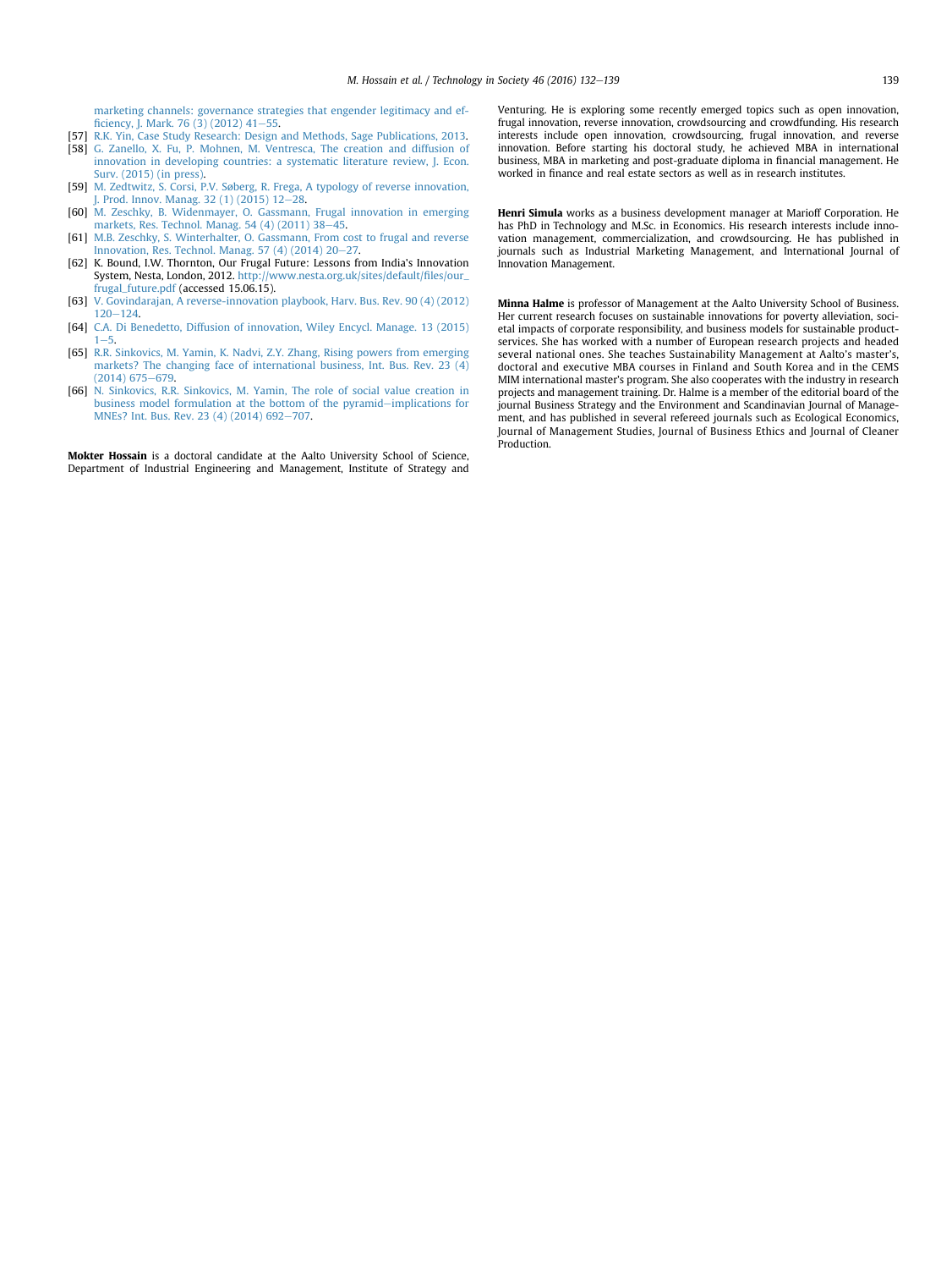marketing channels: governance strategies that engender legitimacy and efficiency, J. Mark. 76 (3) (2012) 41–55.

[57] R.K. Yin, Case Study Research: Design and Methods, Sage Publications, 2013.

[58] G. Zanello, X. Fu, P. Mohnen, M. Ventresca, The creation and diffusion of innovation in developing countries: a systematic literature review, J. Econ. Surv. (2015) (in press).

[59] M. Zedtwitz, S. Corsi, P.V. Søberg, R. Frega, A typology of reverse innovation, J. Prod. Innov. Manag. 32 (1) (2015) 12–28.

[60] M. Zeschky, B. Widenmayer, O. Gassmann, Frugal innovation in emerging markets, Res. Technol. Manag. 54 (4) (2011) 38–45.

[61] M.B. Zeschky, S. Winterhalter, O. Gassmann, From cost to frugal and reverse Innovation, Res. Technol. Manag. 57 (4) (2014) 20–27.

[62] K. Bound, I.W. Thornton, Our Frugal Future: Lessons from India's Innovation System, Nesta, London, 2012. http://www.nesta.org.uk/sites/default/files/our_frugal_future.pdf (accessed 15.06.15).

[63] V. Govindarajan, A reverse-innovation playbook, Harv. Bus. Rev. 90 (4) (2012) 120–124.

[64] C.A. Di Benedetto, Diffusion of innovation, Wiley Encycl. Manage. 13 (2015) 1–5.

[65] R.R. Sinkovics, M. Yamin, K. Nadvi, Z.Y. Zhang, Rising powers from emerging markets? The changing face of international business, Int. Bus. Rev. 23 (4) (2014) 675–679.

[66] N. Sinkovics, R.R. Sinkovics, M. Yamin, The role of social value creation in business model formulation at the bottom of the pyramid—implications for MNEs? Int. Bus. Rev. 23 (4) (2014) 692–707.

**Mokter Hossain** is a doctoral candidate at the Aalto University School of Science, Department of Industrial Engineering and Management, Institute of Strategy and Venturing. He is exploring some recently emerged topics such as open innovation, frugal innovation, reverse innovation, crowdsourcing and crowdfunding. His research interests include open innovation, crowdsourcing, frugal innovation, and reverse innovation. Before starting his doctoral study, he achieved MBA in international business, MBA in marketing and post-graduate diploma in financial management. He worked in finance and real estate sectors as well as in research institutes.

**Henri Simula** works as a business development manager at Marioff Corporation. He has PhD in Technology and M.Sc. in Economics. His research interests include innovation management, commercialization, and crowdsourcing. He has published in journals such as Industrial Marketing Management, and International Journal of Innovation Management.

**Minna Halme** is professor of Management at the Aalto University School of Business. Her current research focuses on sustainable innovations for poverty alleviation, societal impacts of corporate responsibility, and business models for sustainable product-services. She has worked with a number of European research projects and headed several national ones. She teaches Sustainability Management at Aalto's master's, doctoral and executive MBA courses in Finland and South Korea and in the CEMS MIM international master's program. She also cooperates with the industry in research projects and management training. Dr. Halme is a member of the editorial board of the journal Business Strategy and the Environment and Scandinavian Journal of Management, and has published in several refereed journals such as Ecological Economics, Journal of Management Studies, Journal of Business Ethics and Journal of Cleaner Production.